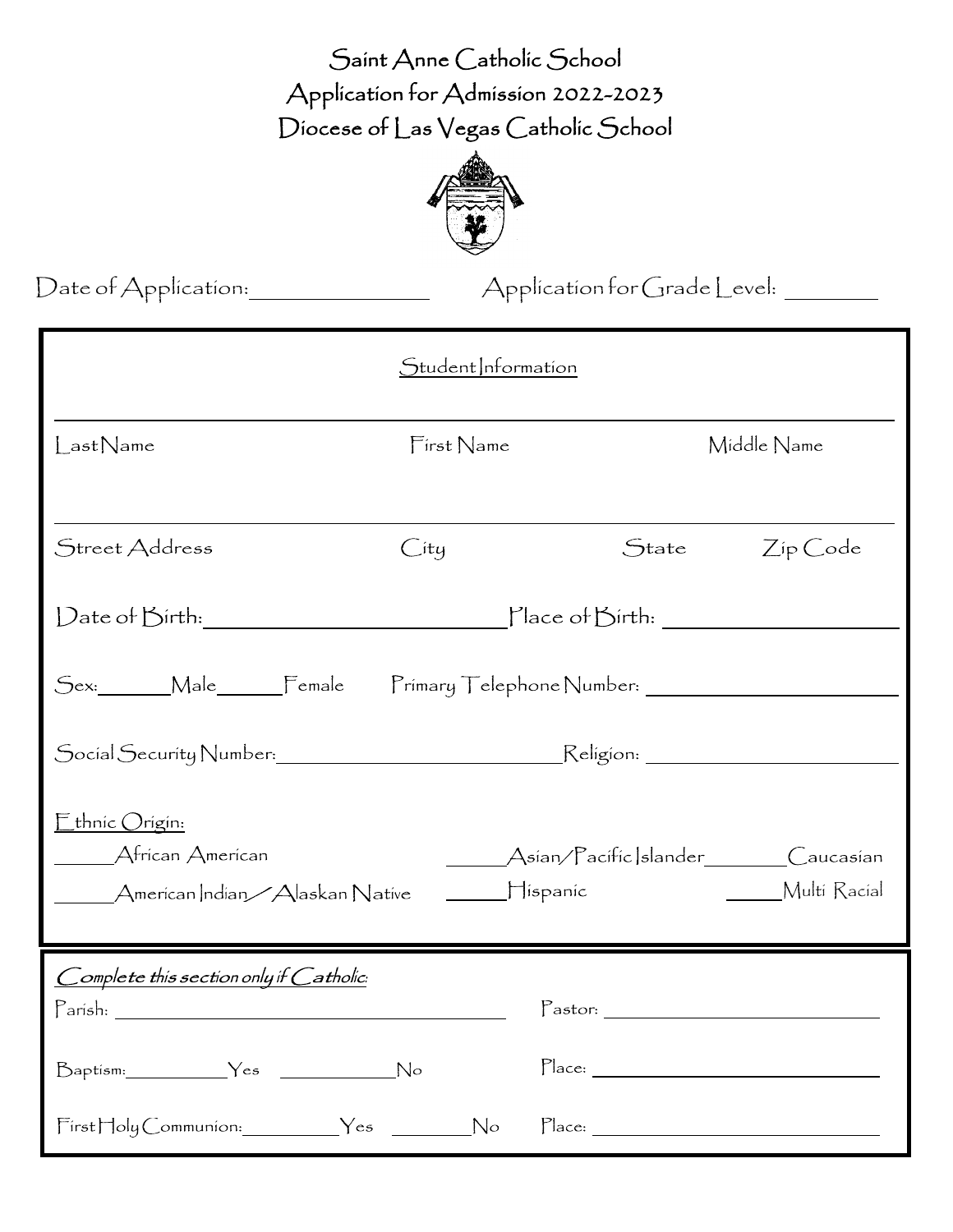# Saint Anne Catholic School
## Application for Admission 2022-2023
## Diocese of Las Vegas Catholic School

Date of Application:_______________ Application for Grade Level: ________

### Student Information

_______________________________________________________________

Last Name First Name Middle Name

_______________________________________________________________

Street Address City State Zip Code

Date of Birth:_________________________ Place of Birth: ____________________

Sex:______Male______Female Primary Telephone Number: ____________________

Social Security Number:_________________________ Religion: ____________________

Ethnic Origin:

______African American ______Asian/Pacific Islander________Caucasian

______American Indian/Alaskan Native ______Hispanic _____Multi Racial

*Complete this section only if Catholic:*

Parish: ________________________________ Pastor: ________________________

Baptism:__________Yes ___________No Place: ________________________

First Holy Communion:_________Yes ________No Place: ________________________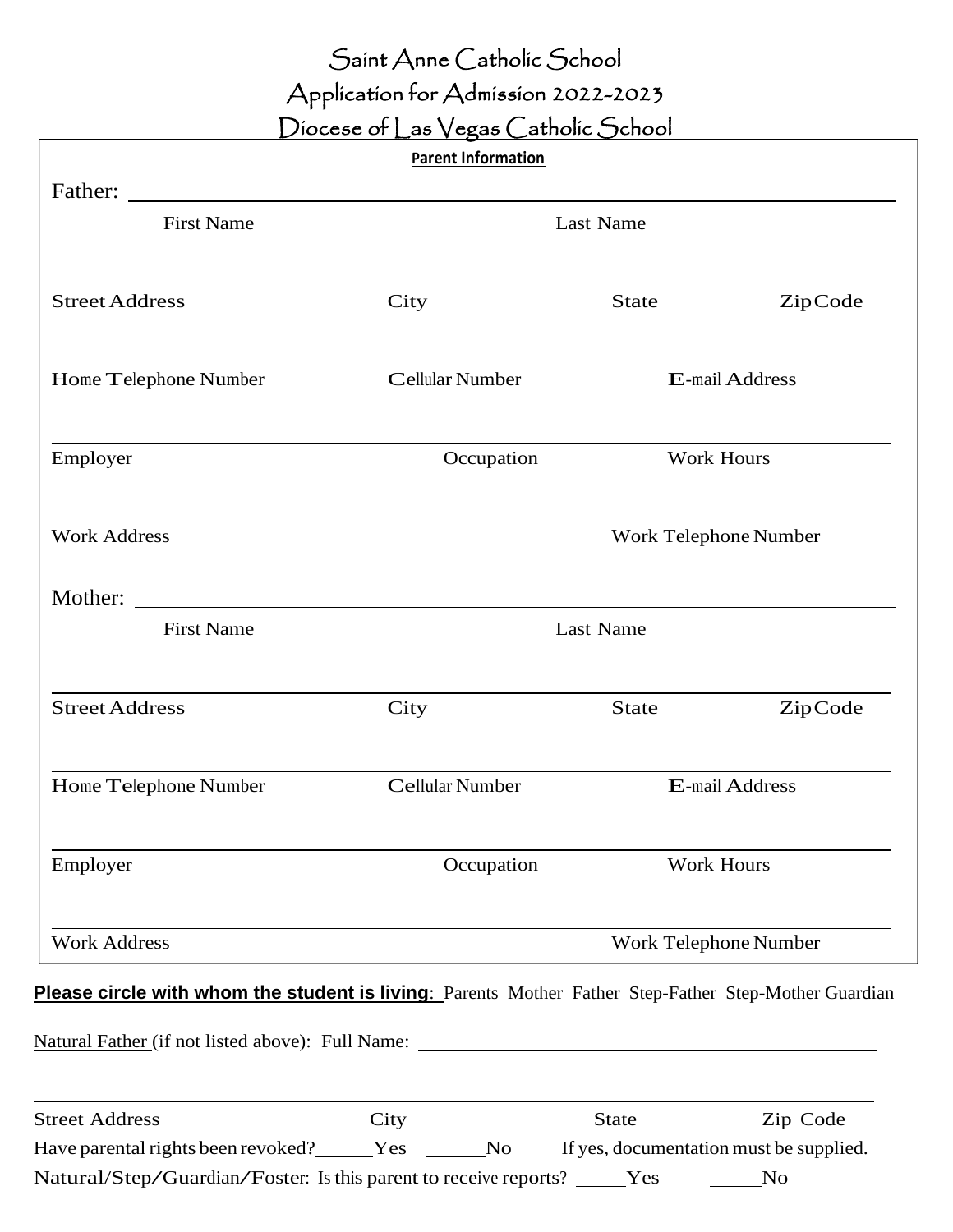# Saint Anne Catholic School

## Application for Admission 2022-2023

## Diocese of Las Vegas Catholic School

**Parent Information**

Father: ______________________________________________

First Name Last Name

______________________________________________

Street Address City State Zip Code

______________________________________________

Home Telephone Number Cellular Number E-mail Address

______________________________________________

Employer Occupation Work Hours

______________________________________________

Work Address Work Telephone Number

Mother: ______________________________________________

First Name Last Name

______________________________________________

Street Address City State Zip Code

______________________________________________

Home Telephone Number Cellular Number E-mail Address

______________________________________________

Employer Occupation Work Hours

______________________________________________

Work Address Work Telephone Number

**Please circle with whom the student is living**: Parents Mother Father Step-Father Step-Mother Guardian

Natural Father (if not listed above): Full Name: ______________________________________________

______________________________________________

Street Address City State Zip Code

Have parental rights been revoked? _____ Yes _____ No If yes, documentation must be supplied.

Natural/Step/Guardian/Foster: Is this parent to receive reports? _____ Yes _____ No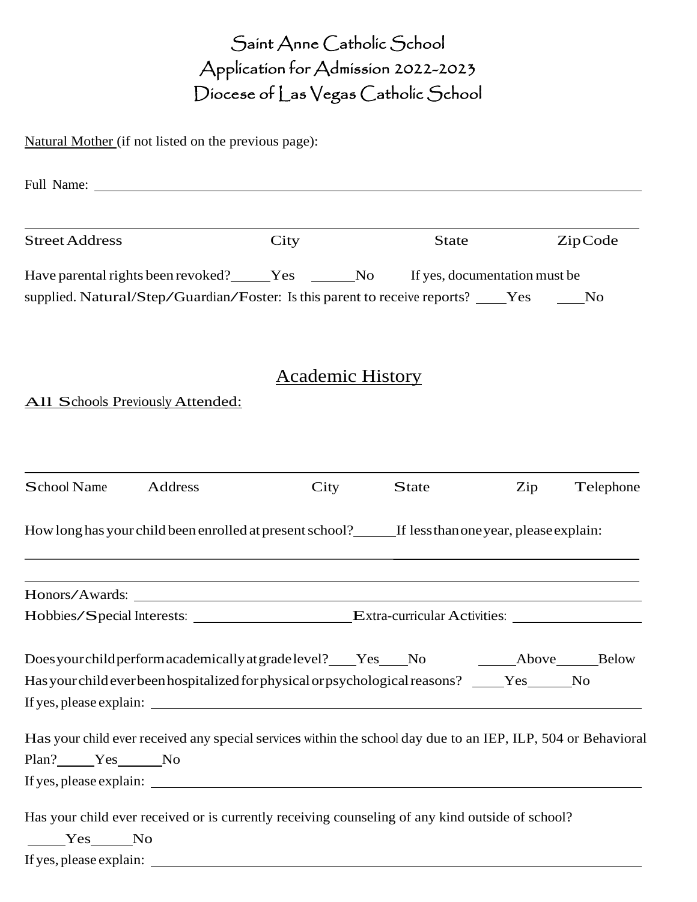# Saint Anne Catholic School
## Application for Admission 2022-2023
## Diocese of Las Vegas Catholic School

Natural Mother (if not listed on the previous page):

Full Name: ______________________________________________________________

______________________________________________________________

Street Address City State Zip Code

Have parental rights been revoked? _____Yes _____No If yes, documentation must be supplied. Natural/Step/Guardian/Foster: Is this parent to receive reports? ____Yes ____No

## Academic History

All Schools Previously Attended:

______________________________________________________________

School Name Address City State Zip Telephone

How long has your child been enrolled at present school?______ If less than one year, please explain:

______________________________________________________________

______________________________________________________________

Honors/Awards: ______________________________________________________________

Hobbies/Special Interests: ______________________ Extra-curricular Activities: __________________

Does your child perform academically at grade level? ____Yes ____No _____Above _____Below

Has your child ever been hospitalized for physical or psychological reasons? ____Yes _____No

If yes, please explain: ______________________________________________________________

Has your child ever received any special services within the school day due to an IEP, ILP, 504 or Behavioral Plan? _____Yes _____No

If yes, please explain: ______________________________________________________________

Has your child ever received or is currently receiving counseling of any kind outside of school?

_____Yes _____No

If yes, please explain: ______________________________________________________________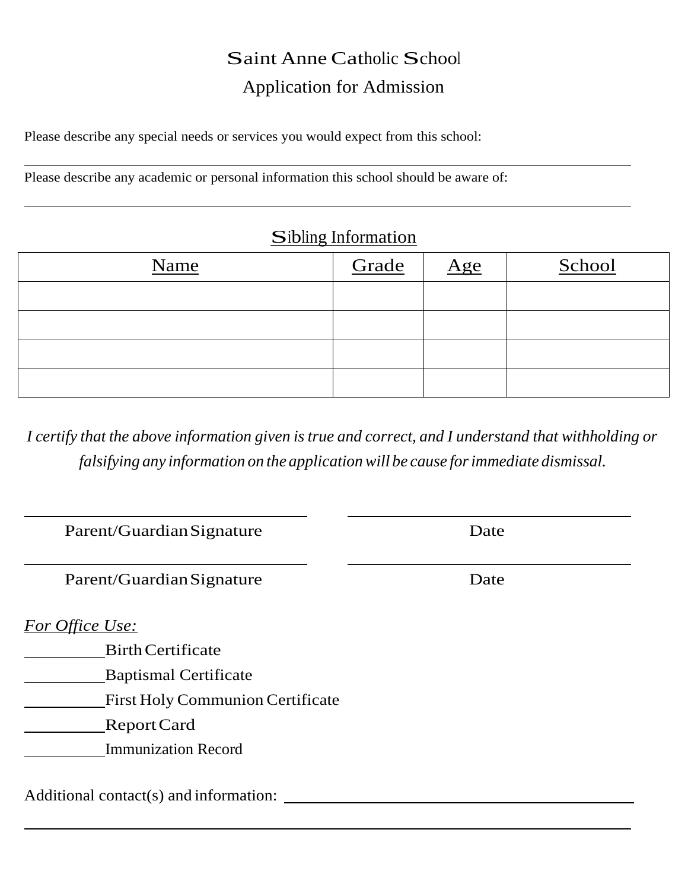# Saint Anne Catholic School

## Application for Admission

Please describe any special needs or services you would expect from this school:

______________________________________________________________________________

Please describe any academic or personal information this school should be aware of:

______________________________________________________________________________

### Sibling Information

| Name | Grade | Age | School |
| --- | --- | --- | --- |
| | | | |
| | | | |
| | | | |
| | | | |

*I certify that the above information given is true and correct, and I understand that withholding or falsifying any information on the application will be cause for immediate dismissal.*

______________________________ ______________________________

Parent/Guardian Signature Date

______________________________ ______________________________

Parent/Guardian Signature Date

*For Office Use:*

__________Birth Certificate

__________Baptismal Certificate

__________First Holy Communion Certificate

__________Report Card

__________Immunization Record

Additional contact(s) and information: ________________________________________

______________________________________________________________________________